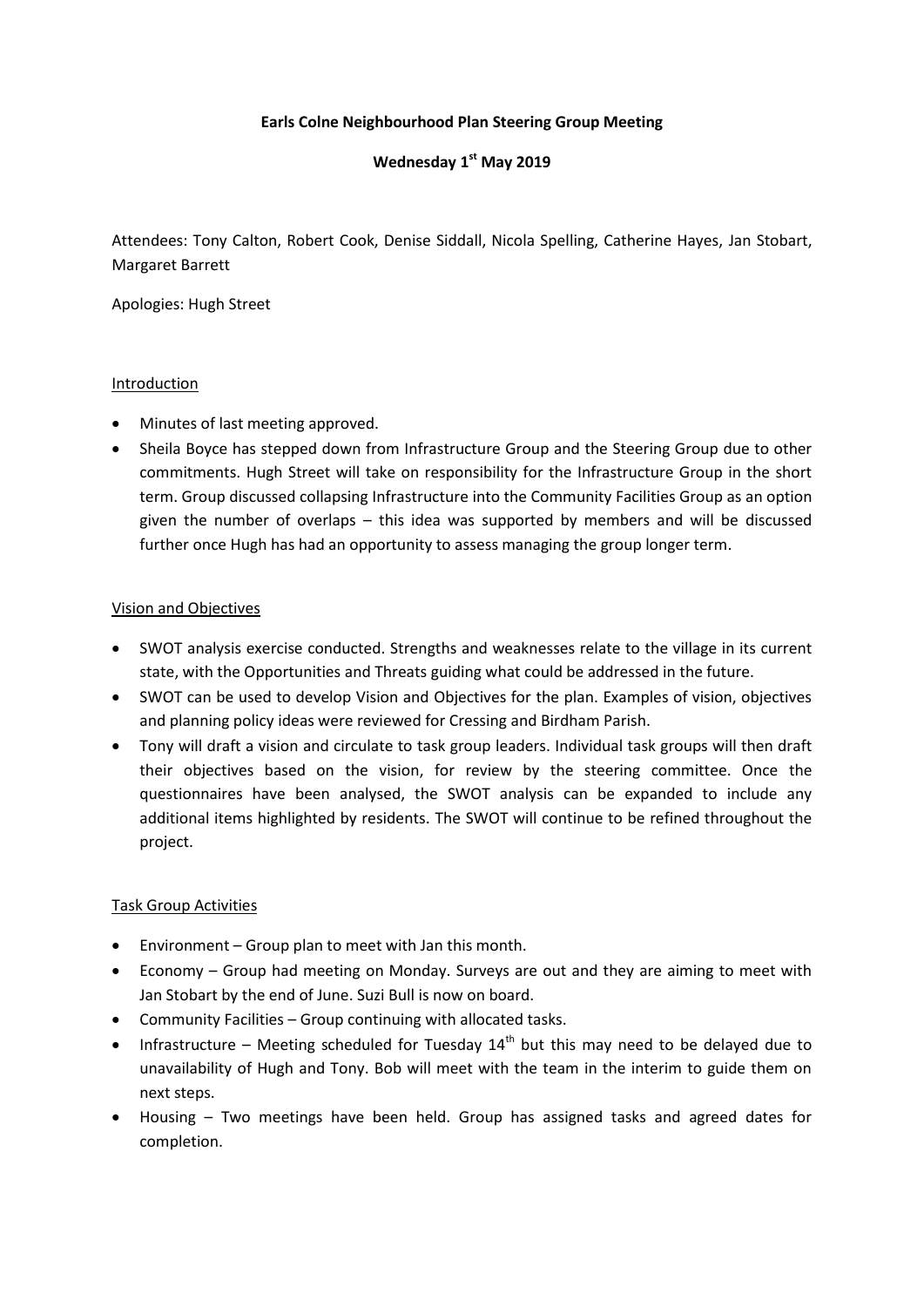# Earls Colne Neighbourhood Plan Steering Group Meeting

## Wednesday 1st May 2019

Attendees: Tony Calton, Robert Cook, Denise Siddall, Nicola Spelling, Catherine Hayes, Jan Stobart, Margaret Barrett

Apologies: Hugh Street

### Introduction

- Minutes of last meeting approved.
- Sheila Boyce has stepped down from Infrastructure Group and the Steering Group due to other commitments. Hugh Street will take on responsibility for the Infrastructure Group in the short term. Group discussed collapsing Infrastructure into the Community Facilities Group as an option given the number of overlaps – this idea was supported by members and will be discussed further once Hugh has had an opportunity to assess managing the group longer term.

### Vision and Objectives

- SWOT analysis exercise conducted. Strengths and weaknesses relate to the village in its current state, with the Opportunities and Threats guiding what could be addressed in the future.
- SWOT can be used to develop Vision and Objectives for the plan. Examples of vision, objectives and planning policy ideas were reviewed for Cressing and Birdham Parish.
- Tony will draft a vision and circulate to task group leaders. Individual task groups will then draft their objectives based on the vision, for review by the steering committee. Once the questionnaires have been analysed, the SWOT analysis can be expanded to include any additional items highlighted by residents. The SWOT will continue to be refined throughout the project.

### Task Group Activities

- Environment – Group plan to meet with Jan this month.
- Economy – Group had meeting on Monday. Surveys are out and they are aiming to meet with Jan Stobart by the end of June. Suzi Bull is now on board.
- Community Facilities – Group continuing with allocated tasks.
- Infrastructure – Meeting scheduled for Tuesday 14th but this may need to be delayed due to unavailability of Hugh and Tony. Bob will meet with the team in the interim to guide them on next steps.
- Housing – Two meetings have been held. Group has assigned tasks and agreed dates for completion.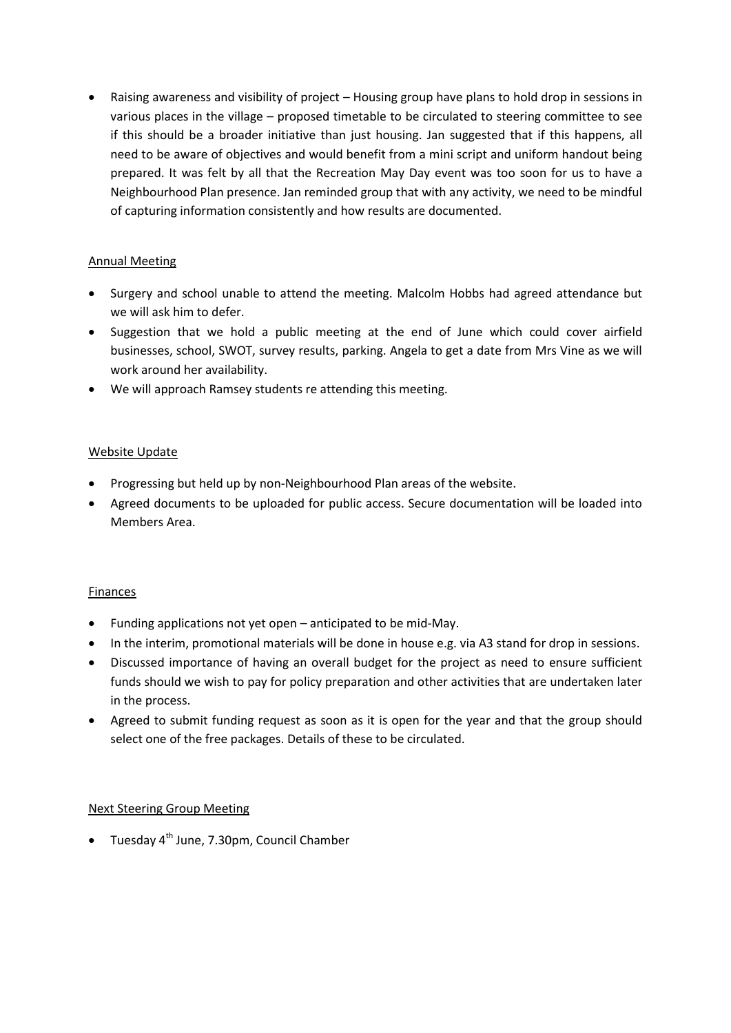- Raising awareness and visibility of project – Housing group have plans to hold drop in sessions in various places in the village – proposed timetable to be circulated to steering committee to see if this should be a broader initiative than just housing. Jan suggested that if this happens, all need to be aware of objectives and would benefit from a mini script and uniform handout being prepared. It was felt by all that the Recreation May Day event was too soon for us to have a Neighbourhood Plan presence. Jan reminded group that with any activity, we need to be mindful of capturing information consistently and how results are documented.

<u>Annual Meeting</u>

- Surgery and school unable to attend the meeting. Malcolm Hobbs had agreed attendance but we will ask him to defer.
- Suggestion that we hold a public meeting at the end of June which could cover airfield businesses, school, SWOT, survey results, parking. Angela to get a date from Mrs Vine as we will work around her availability.
- We will approach Ramsey students re attending this meeting.

<u>Website Update</u>

- Progressing but held up by non-Neighbourhood Plan areas of the website.
- Agreed documents to be uploaded for public access. Secure documentation will be loaded into Members Area.

<u>Finances</u>

- Funding applications not yet open – anticipated to be mid-May.
- In the interim, promotional materials will be done in house e.g. via A3 stand for drop in sessions.
- Discussed importance of having an overall budget for the project as need to ensure sufficient funds should we wish to pay for policy preparation and other activities that are undertaken later in the process.
- Agreed to submit funding request as soon as it is open for the year and that the group should select one of the free packages. Details of these to be circulated.

<u>Next Steering Group Meeting</u>

- Tuesday 4th June, 7.30pm, Council Chamber